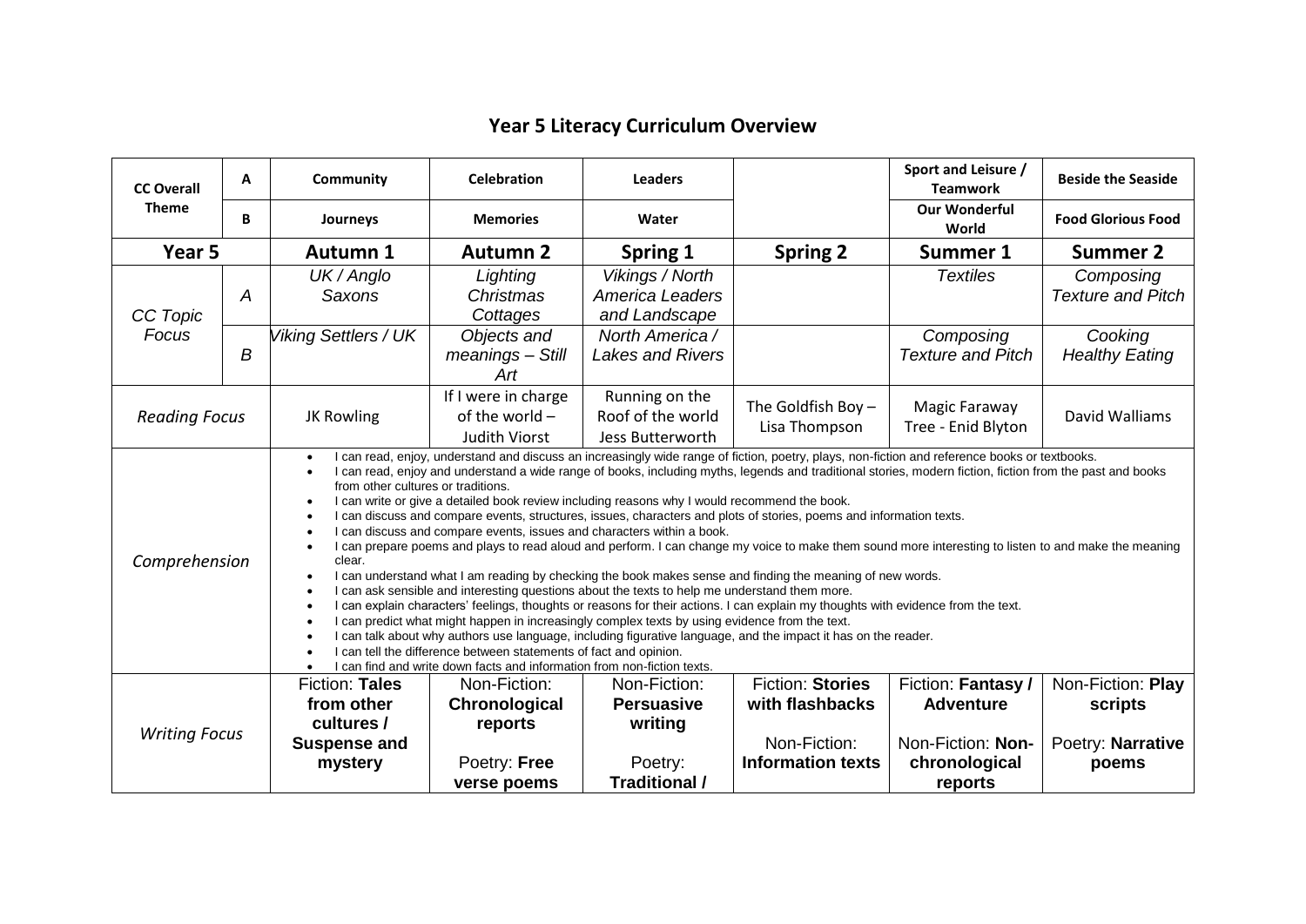# Year 5 Literacy Curriculum Overview

| CC Overall Theme | | Community | Celebration | Leaders | | Sport and Leisure / Teamwork | Beside the Seaside |
|---|---|---|---|---|---|---|---|
| | A | Community | Celebration | Leaders | | Sport and Leisure / Teamwork | Beside the Seaside |
| | B | Journeys | Memories | Water | | Our Wonderful World | Food Glorious Food |
| **Year 5** | | **Autumn 1** | **Autumn 2** | **Spring 1** | **Spring 2** | **Summer 1** | **Summer 2** |
| *CC Topic Focus* | *A* | *UK / Anglo Saxons* | *Lighting Christmas Cottages* | *Vikings / North America Leaders and Landscape* | | *Textiles* | *Composing Texture and Pitch* |
| | *B* | *Viking Settlers / UK* | *Objects and meanings – Still Art* | *North America / Lakes and Rivers* | | *Composing Texture and Pitch* | *Cooking Healthy Eating* |
| *Reading Focus* | | JK Rowling | If I were in charge of the world – Judith Viorst | Running on the Roof of the world Jess Butterworth | The Goldfish Boy – Lisa Thompson | Magic Faraway Tree - Enid Blyton | David Walliams |
| *Comprehension* | | • I can read, enjoy, understand and discuss an increasingly wide range of fiction, poetry, plays, non-fiction and reference books or textbooks.<br>• I can read, enjoy and understand a wide range of books, including myths, legends and traditional stories, modern fiction, fiction from the past and books from other cultures or traditions.<br>• I can write or give a detailed book review including reasons why I would recommend the book.<br>• I can discuss and compare events, structures, issues, characters and plots of stories, poems and information texts.<br>• I can discuss and compare events, issues and characters within a book.<br>• I can prepare poems and plays to read aloud and perform. I can change my voice to make them sound more interesting to listen to and make the meaning clear.<br>• I can understand what I am reading by checking the book makes sense and finding the meaning of new words.<br>• I can ask sensible and interesting questions about the texts to help me understand them more.<br>• I can explain characters' feelings, thoughts or reasons for their actions. I can explain my thoughts with evidence from the text.<br>• I can predict what might happen in increasingly complex texts by using evidence from the text.<br>• I can talk about why authors use language, including figurative language, and the impact it has on the reader.<br>• I can tell the difference between statements of fact and opinion.<br>• I can find and write down facts and information from non-fiction texts. | | | | | |
| *Writing Focus* | | Fiction: **Tales from other cultures / Suspense and mystery** | Non-Fiction: **Chronological reports**<br><br>Poetry: **Free verse poems** | Non-Fiction: **Persuasive writing**<br><br>Poetry: **Traditional /** | Fiction: **Stories with flashbacks**<br><br>Non-Fiction: **Information texts** | Fiction: **Fantasy / Adventure**<br><br>Non-Fiction: **Non-chronological reports** | Non-Fiction: **Play scripts**<br><br>Poetry: **Narrative poems** |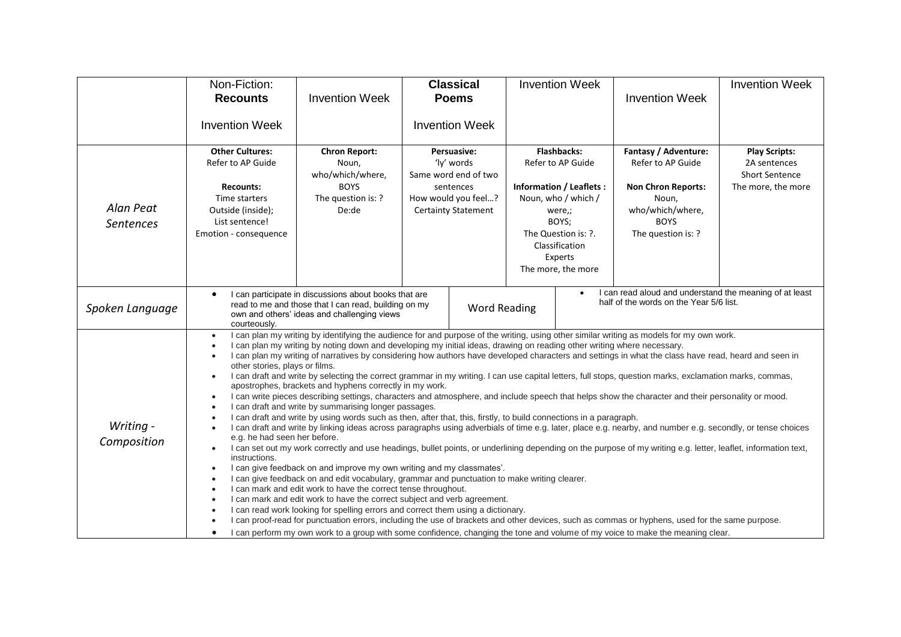| | Non-Fiction: **Recounts**<br><br>Invention Week | Invention Week | **Classical Poems**<br><br>Invention Week | Invention Week | Invention Week | Invention Week |
|---|---|---|---|---|---|---|
| *Alan Peat Sentences* | **Other Cultures:**<br>Refer to AP Guide<br><br>**Recounts:**<br>Time starters<br>Outside (inside);<br>List sentence!<br>Emotion - consequence | **Chron Report:**<br>Noun,<br>who/which/where,<br>BOYS<br>The question is: ?<br>De:de | **Persuasive:**<br>'ly' words<br>Same word end of two sentences<br>How would you feel…?<br>Certainty Statement | **Flashbacks:**<br>Refer to AP Guide<br><br>**Information / Leaflets :**<br>Noun, who / which / were,;<br>BOYS;<br>The Question is: ?.<br>Classification<br>Experts<br>The more, the more | **Fantasy / Adventure:**<br>Refer to AP Guide<br><br>**Non Chron Reports:**<br>Noun,<br>who/which/where,<br>BOYS<br>The question is: ? | **Play Scripts:**<br>2A sentences<br>Short Sentence<br>The more, the more |
| *Spoken Language* | • I can participate in discussions about books that are read to me and those that I can read, building on my own and others' ideas and challenging views courteously. | | Word Reading | • I can read aloud and understand the meaning of at least half of the words on the Year 5/6 list. | | |
| *Writing - Composition* | • I can plan my writing by identifying the audience for and purpose of the writing, using other similar writing as models for my own work.<br>• I can plan my writing by noting down and developing my initial ideas, drawing on reading other writing where necessary.<br>• I can plan my writing of narratives by considering how authors have developed characters and settings in what the class have read, heard and seen in other stories, plays or films.<br>• I can draft and write by selecting the correct grammar in my writing. I can use capital letters, full stops, question marks, exclamation marks, commas, apostrophes, brackets and hyphens correctly in my work.<br>• I can write pieces describing settings, characters and atmosphere, and include speech that helps show the character and their personality or mood.<br>• I can draft and write by summarising longer passages.<br>• I can draft and write by using words such as then, after that, this, firstly, to build connections in a paragraph.<br>• I can draft and write by linking ideas across paragraphs using adverbials of time e.g. later, place e.g. nearby, and number e.g. secondly, or tense choices e.g. he had seen her before.<br>• I can set out my work correctly and use headings, bullet points, or underlining depending on the purpose of my writing e.g. letter, leaflet, information text, instructions.<br>• I can give feedback on and improve my own writing and my classmates'.<br>• I can give feedback on and edit vocabulary, grammar and punctuation to make writing clearer.<br>• I can mark and edit work to have the correct tense throughout.<br>• I can mark and edit work to have the correct subject and verb agreement.<br>• I can read work looking for spelling errors and correct them using a dictionary.<br>• I can proof-read for punctuation errors, including the use of brackets and other devices, such as commas or hyphens, used for the same purpose.<br>• I can perform my own work to a group with some confidence, changing the tone and volume of my voice to make the meaning clear. | | | | | |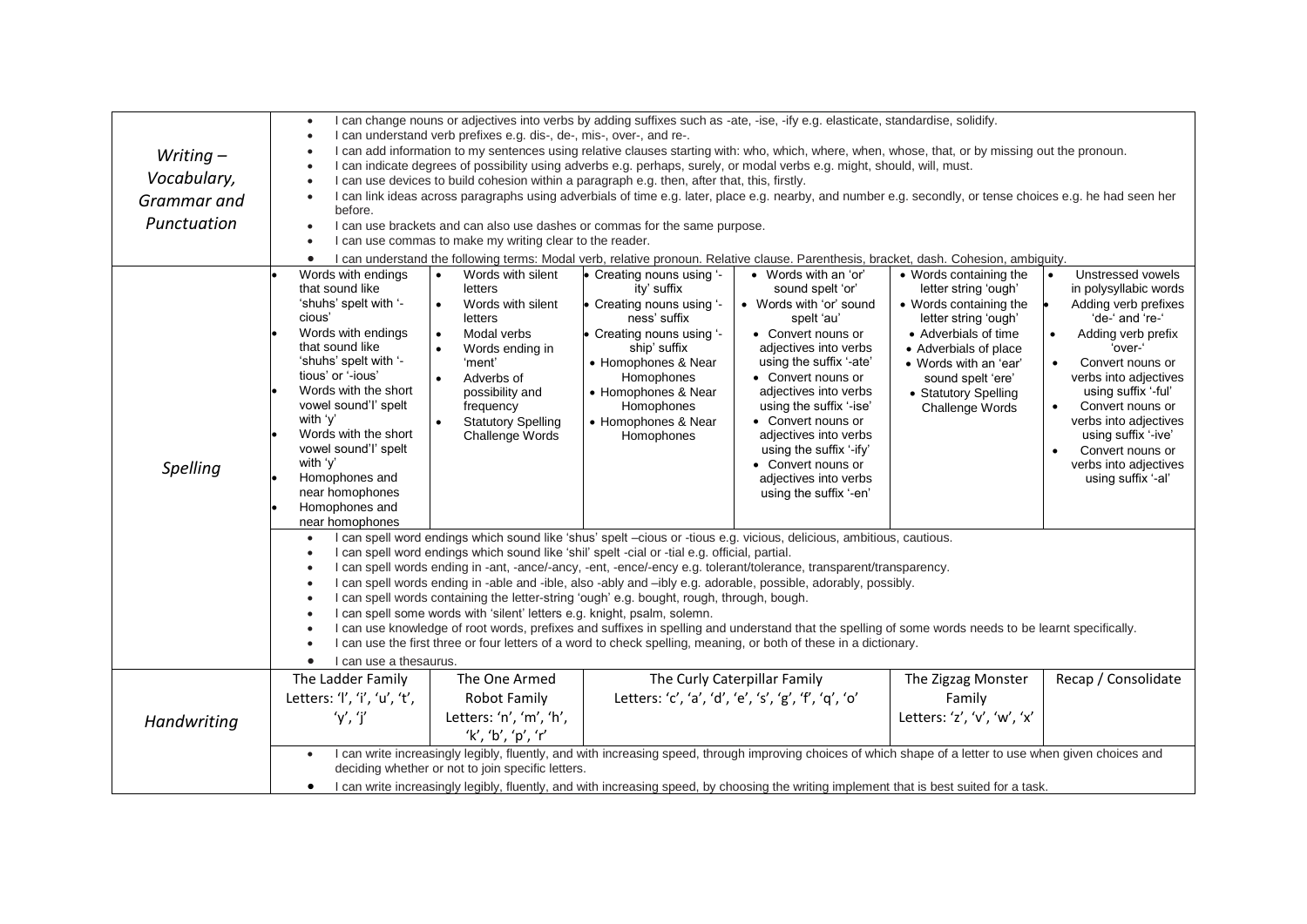| | | | | | | |
|---|---|---|---|---|---|---|
| *Writing – Vocabulary, Grammar and Punctuation* | • I can change nouns or adjectives into verbs by adding suffixes such as -ate, -ise, -ify e.g. elasticate, standardise, solidify.<br>• I can understand verb prefixes e.g. dis-, de-, mis-, over-, and re-.<br>• I can add information to my sentences using relative clauses starting with: who, which, where, when, whose, that, or by missing out the pronoun.<br>• I can indicate degrees of possibility using adverbs e.g. perhaps, surely, or modal verbs e.g. might, should, will, must.<br>• I can use devices to build cohesion within a paragraph e.g. then, after that, this, firstly.<br>• I can link ideas across paragraphs using adverbials of time e.g. later, place e.g. nearby, and number e.g. secondly, or tense choices e.g. he had seen her before.<br>• I can use brackets and can also use dashes or commas for the same purpose.<br>• I can use commas to make my writing clear to the reader.<br>• I can understand the following terms: Modal verb, relative pronoun. Relative clause. Parenthesis, bracket, dash. Cohesion, ambiguity. | | | | | |
| *Spelling* | • Words with endings that sound like 'shuhs' spelt with '-cious'<br>• Words with endings that sound like 'shuhs' spelt with '-tious' or '-ious'<br>• Words with the short vowel sound'I' spelt with 'y'<br>• Words with the short vowel sound'I' spelt with 'y'<br>• Homophones and near homophones<br>• Homophones and near homophones | • Words with silent letters<br>• Words with silent letters<br>• Modal verbs<br>• Words ending in 'ment'<br>• Adverbs of possibility and frequency<br>• Statutory Spelling Challenge Words | • Creating nouns using '-ity' suffix<br>• Creating nouns using '-ness' suffix<br>• Creating nouns using '-ship' suffix<br>• Homophones & Near Homophones<br>• Homophones & Near Homophones<br>• Homophones & Near Homophones | • Words with an 'or' sound spelt 'or'<br>• Words with 'or' sound spelt 'au'<br>• Convert nouns or adjectives into verbs using the suffix '-ate'<br>• Convert nouns or adjectives into verbs using the suffix '-ise'<br>• Convert nouns or adjectives into verbs using the suffix '-ify'<br>• Convert nouns or adjectives into verbs using the suffix '-en' | • Words containing the letter string 'ough'<br>• Words containing the letter string 'ough'<br>• Adverbials of time<br>• Adverbials of place<br>• Words with an 'ear' sound spelt 'ere'<br>• Statutory Spelling Challenge Words | • Unstressed vowels in polysyllabic words<br>• Adding verb prefixes 'de-' and 're-'<br>• Adding verb prefix 'over-'<br>• Convert nouns or verbs into adjectives using suffix '-ful'<br>• Convert nouns or verbs into adjectives using suffix '-ive'<br>• Convert nouns or verbs into adjectives using suffix '-al' |
| | • I can spell word endings which sound like 'shus' spelt –cious or -tious e.g. vicious, delicious, ambitious, cautious.<br>• I can spell word endings which sound like 'shil' spelt -cial or -tial e.g. official, partial.<br>• I can spell words ending in -ant, -ance/-ancy, -ent, -ence/-ency e.g. tolerant/tolerance, transparent/transparency.<br>• I can spell words ending in -able and -ible, also -ably and –ibly e.g. adorable, possible, adorably, possibly.<br>• I can spell words containing the letter-string 'ough' e.g. bought, rough, through, bough.<br>• I can spell some words with 'silent' letters e.g. knight, psalm, solemn.<br>• I can use knowledge of root words, prefixes and suffixes in spelling and understand that the spelling of some words needs to be learnt specifically.<br>• I can use the first three or four letters of a word to check spelling, meaning, or both of these in a dictionary.<br>• I can use a thesaurus. | | | | | |
| *Handwriting* | The Ladder Family<br>Letters: 'l', 'i', 'u', 't', 'y', 'j' | The One Armed Robot Family<br>Letters: 'n', 'm', 'h', 'k', 'b', 'p', 'r' | The Curly Caterpillar Family<br>Letters: 'c', 'a', 'd', 'e', 's', 'g', 'f', 'q', 'o' | | The Zigzag Monster Family<br>Letters: 'z', 'v', 'w', 'x' | Recap / Consolidate |
| | • I can write increasingly legibly, fluently, and with increasing speed, through improving choices of which shape of a letter to use when given choices and deciding whether or not to join specific letters.<br>• I can write increasingly legibly, fluently, and with increasing speed, by choosing the writing implement that is best suited for a task. | | | | | |